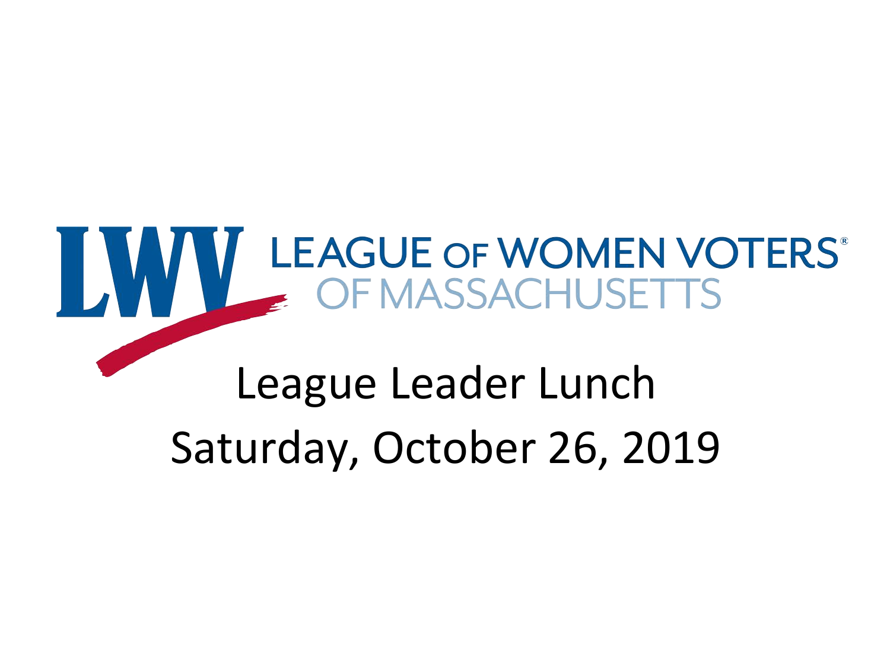LWV LEAGUE OF WOMEN VOTERS® OF MASSACHUSETTS

# League Leader Lunch

## Saturday, October 26, 2019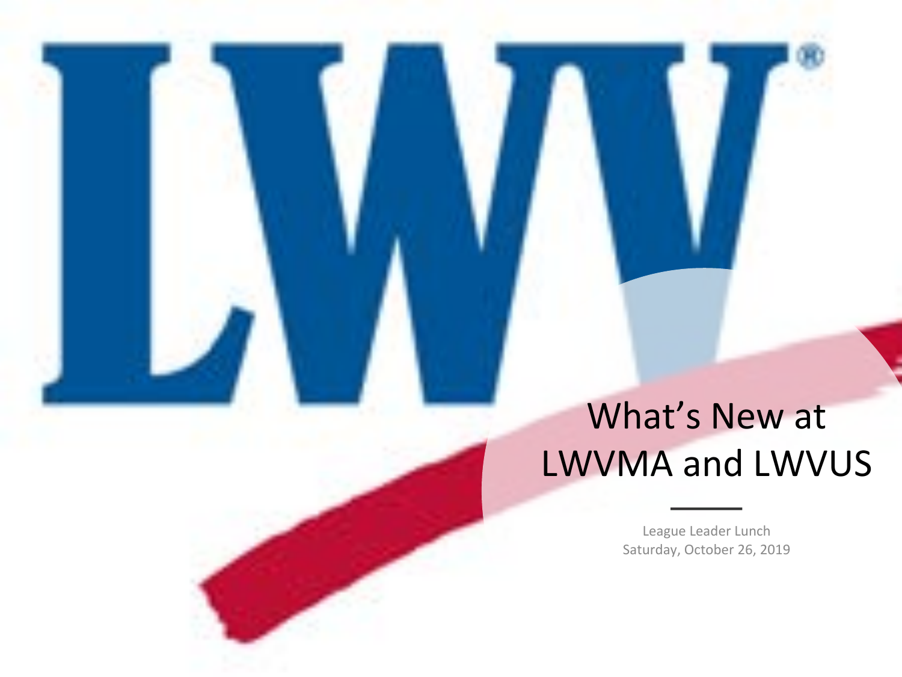# What's New at LWVMA and LWVUS

League Leader Lunch
Saturday, October 26, 2019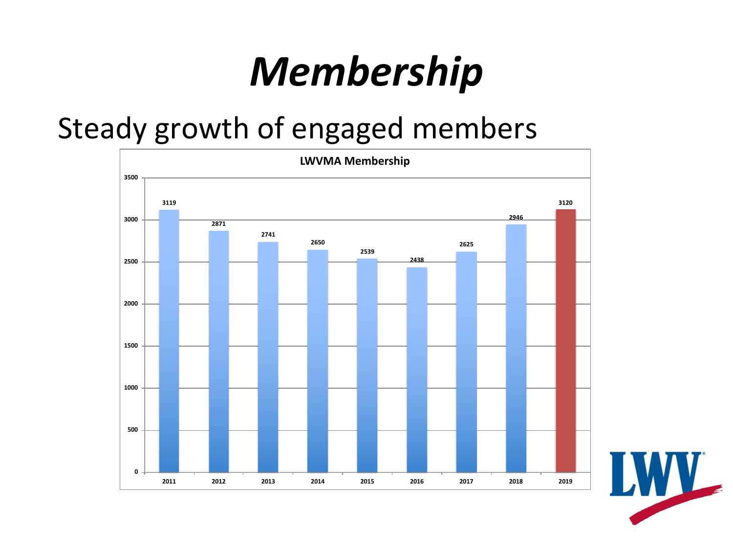# *Membership*

Steady growth of engaged members

**LWVMA Membership**

| Year | Members |
|---|---|
| 2011 | 3119 |
| 2012 | 2871 |
| 2013 | 2741 |
| 2014 | 2650 |
| 2015 | 2539 |
| 2016 | 2438 |
| 2017 | 2625 |
| 2018 | 2946 |
| 2019 | 3120 |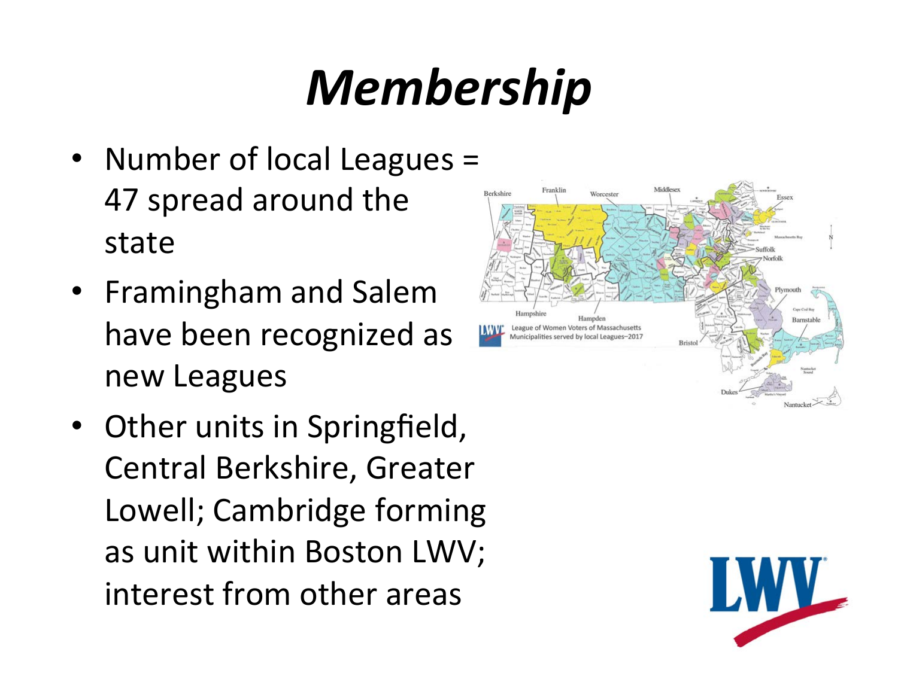# *Membership*

- Number of local Leagues = 47 spread around the state
- Framingham and Salem have been recognized as new Leagues
- Other units in Springfield, Central Berkshire, Greater Lowell; Cambridge forming as unit within Boston LWV; interest from other areas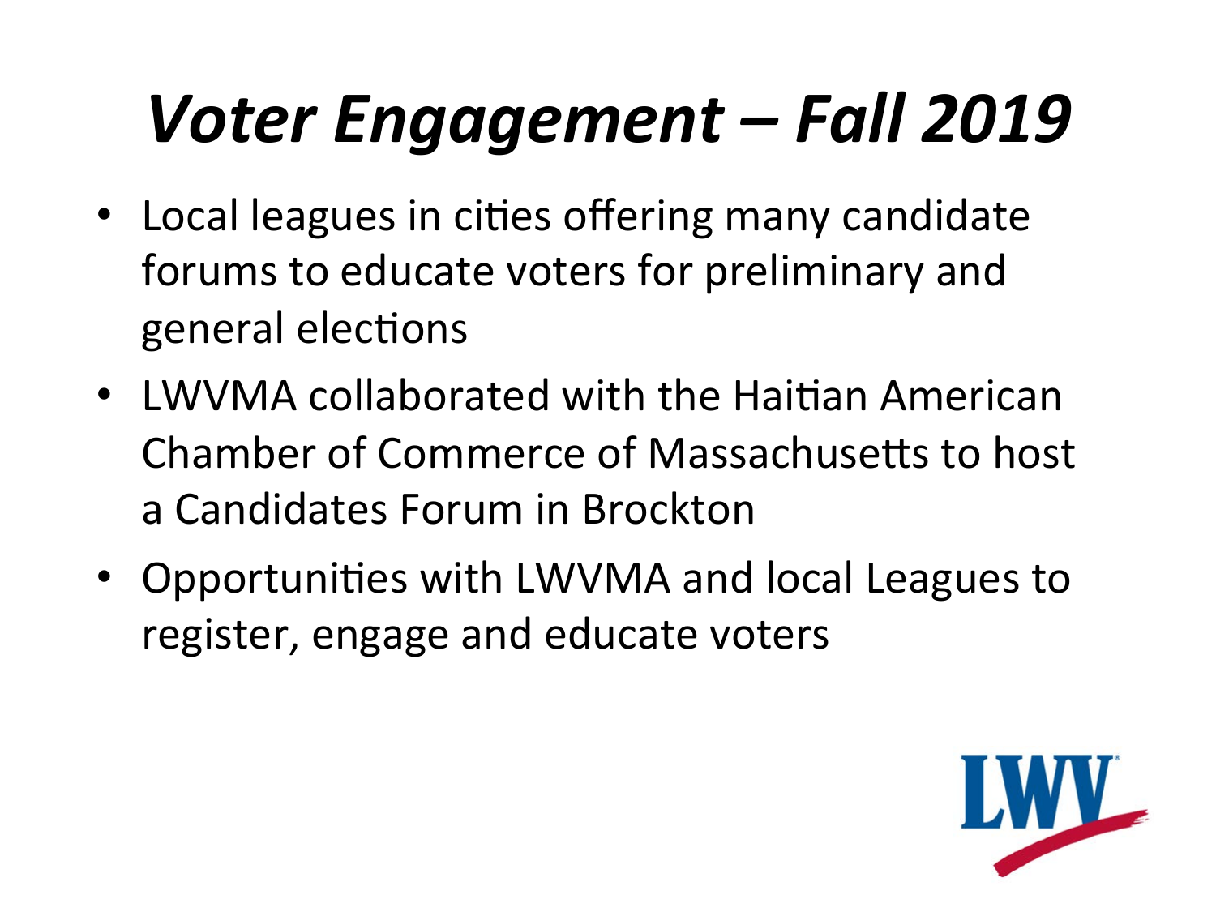# *Voter Engagement – Fall 2019*

- Local leagues in cities offering many candidate forums to educate voters for preliminary and general elections
- LWVMA collaborated with the Haitian American Chamber of Commerce of Massachusetts to host a Candidates Forum in Brockton
- Opportunities with LWVMA and local Leagues to register, engage and educate voters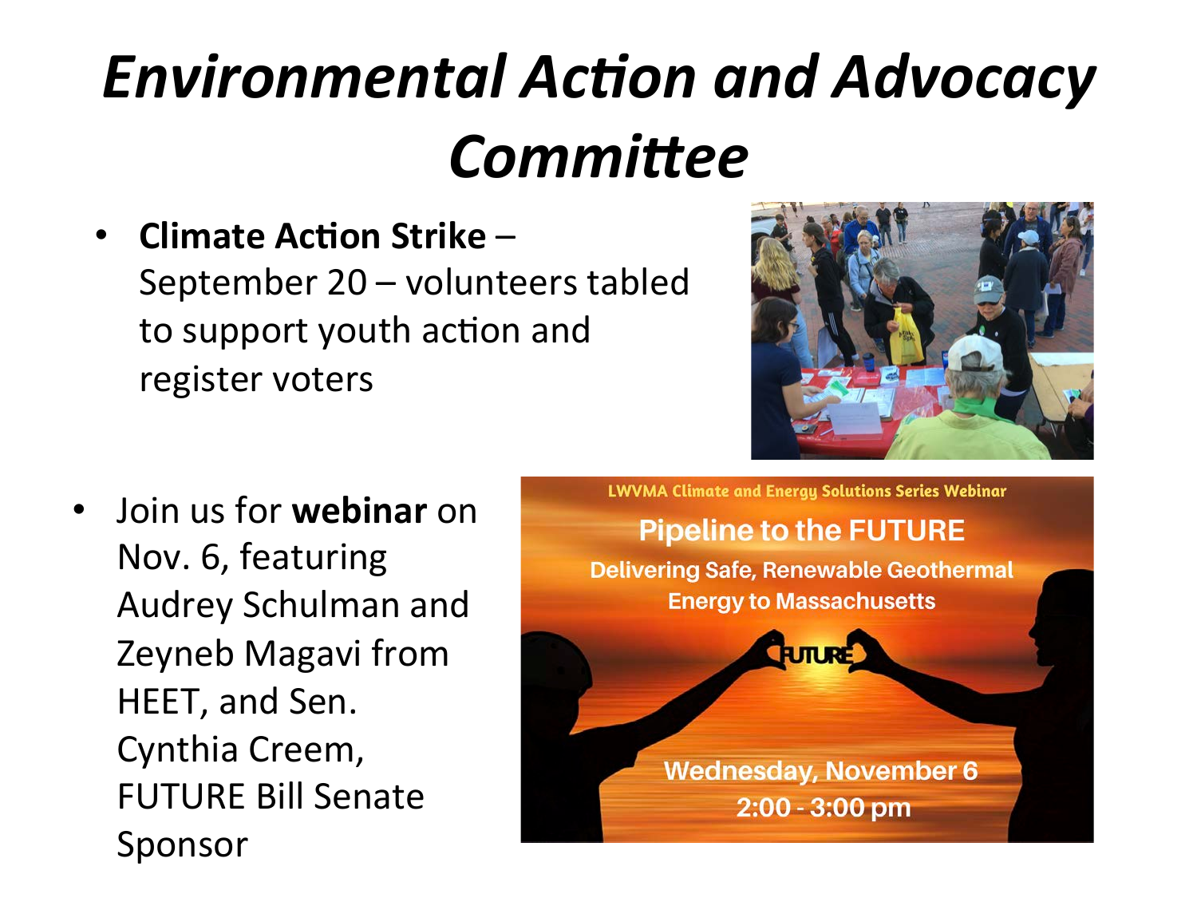# *Environmental Action and Advocacy Committee*

- **Climate Action Strike** – September 20 – volunteers tabled to support youth action and register voters

- Join us for **webinar** on Nov. 6, featuring Audrey Schulman and Zeyneb Magavi from HEET, and Sen. Cynthia Creem, FUTURE Bill Senate Sponsor

LWVMA Climate and Energy Solutions Series Webinar

Pipeline to the FUTURE

Delivering Safe, Renewable Geothermal Energy to Massachusetts

FUTURE

Wednesday, November 6

2:00 - 3:00 pm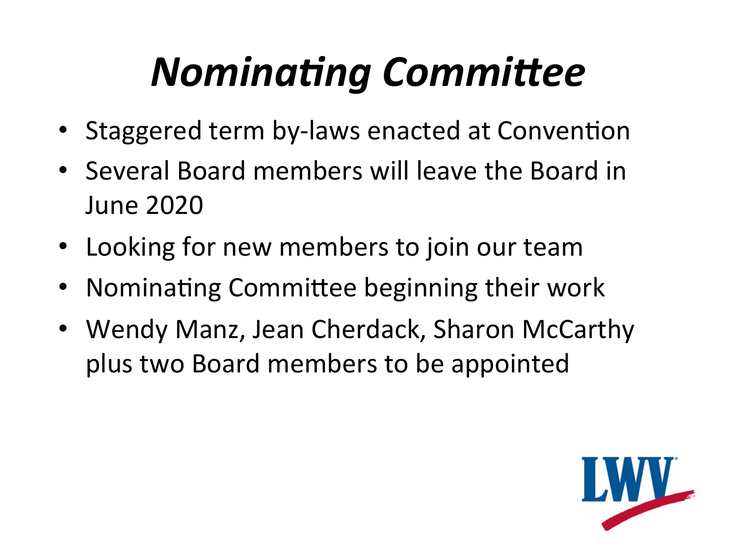# *Nominating Committee*

- Staggered term by-laws enacted at Convention
- Several Board members will leave the Board in June 2020
- Looking for new members to join our team
- Nominating Committee beginning their work
- Wendy Manz, Jean Cherdack, Sharon McCarthy plus two Board members to be appointed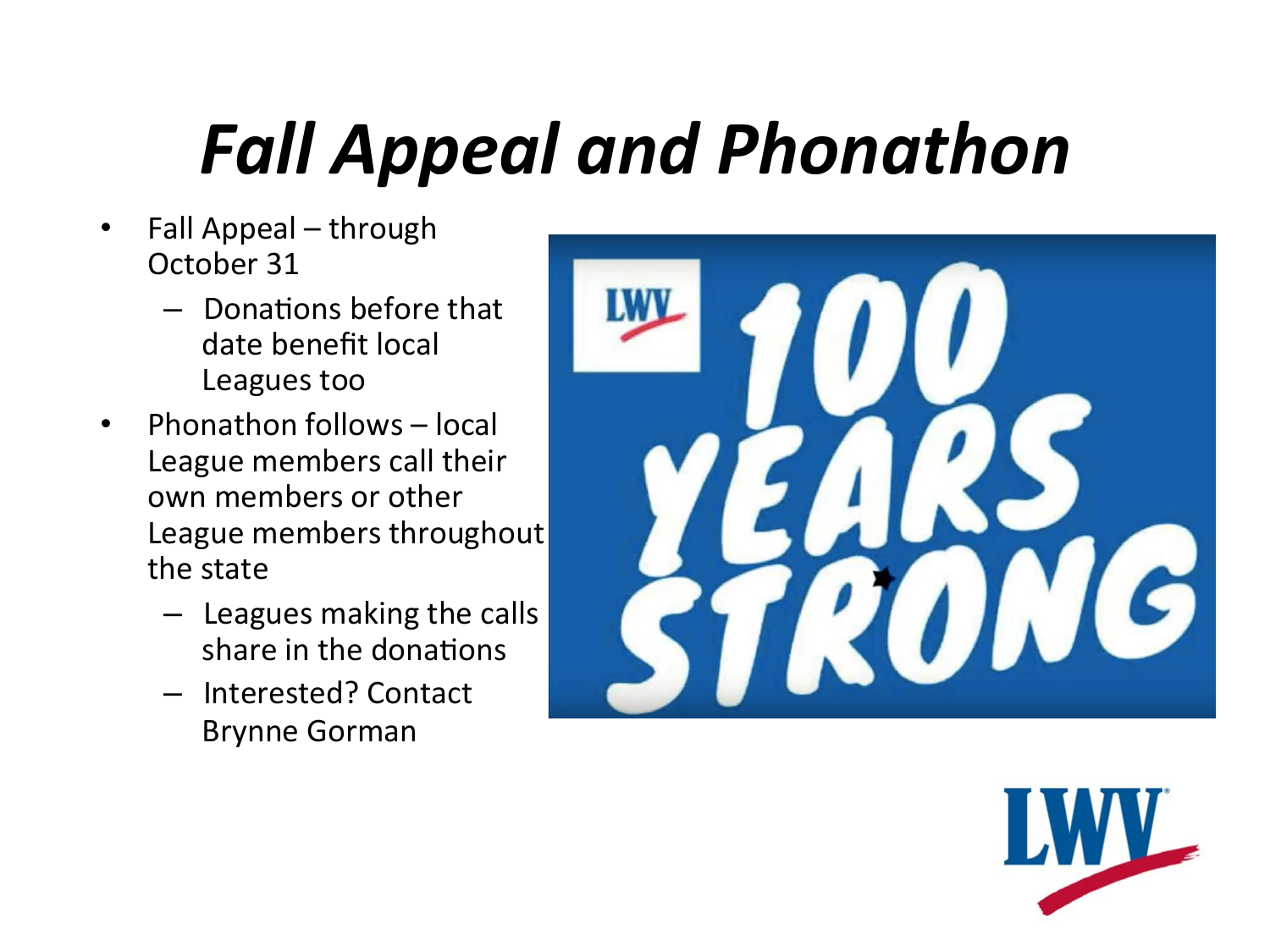# *Fall Appeal and Phonathon*

- Fall Appeal – through October 31
  - Donations before that date benefit local Leagues too
- Phonathon follows – local League members call their own members or other League members throughout the state
  - Leagues making the calls share in the donations
  - Interested? Contact Brynne Gorman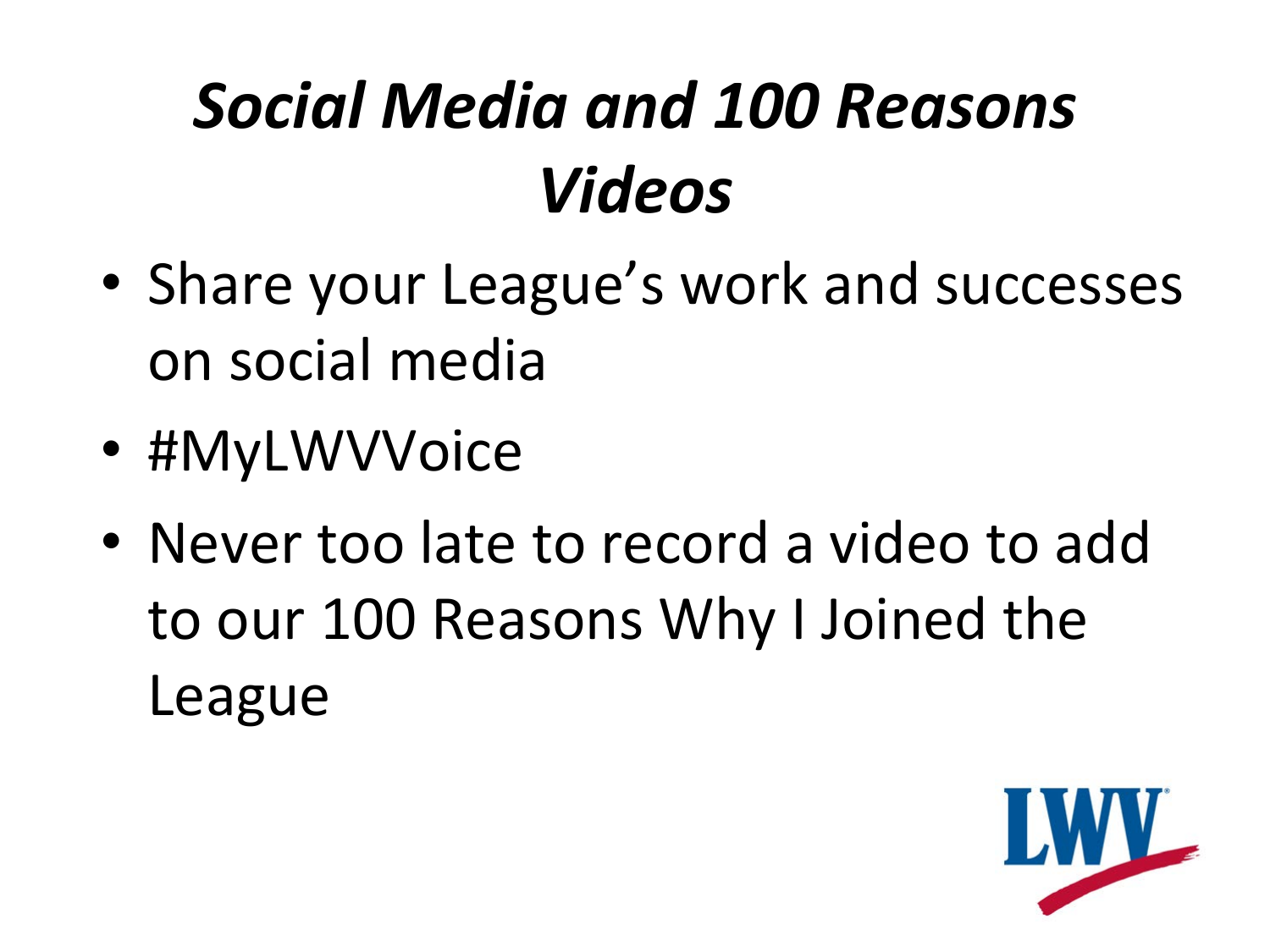# *Social Media and 100 Reasons Videos*

- Share your League's work and successes on social media
- #MyLWVVoice
- Never too late to record a video to add to our 100 Reasons Why I Joined the League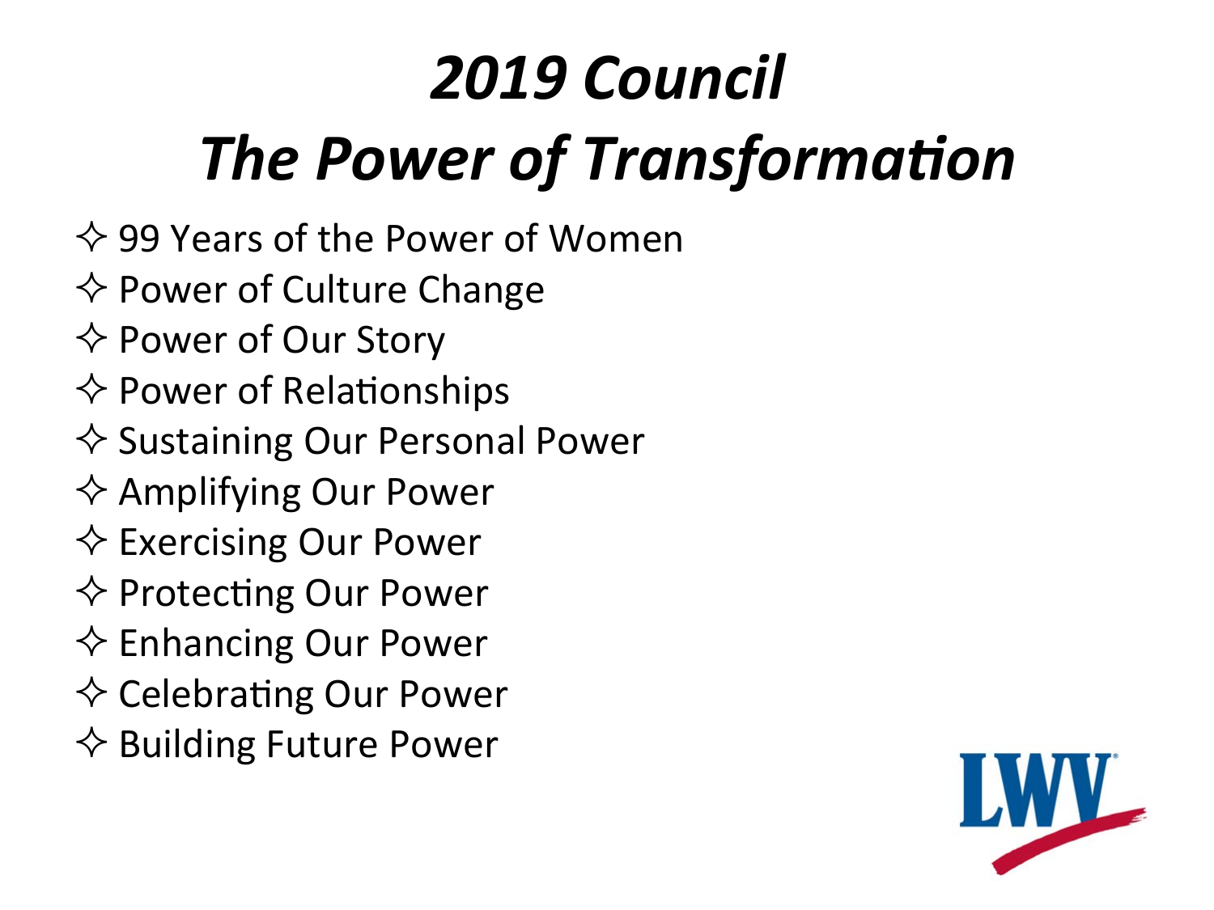# *2019 Council*
# *The Power of Transformation*

- ✧ 99 Years of the Power of Women
- ✧ Power of Culture Change
- ✧ Power of Our Story
- ✧ Power of Relationships
- ✧ Sustaining Our Personal Power
- ✧ Amplifying Our Power
- ✧ Exercising Our Power
- ✧ Protecting Our Power
- ✧ Enhancing Our Power
- ✧ Celebrating Our Power
- ✧ Building Future Power

LWV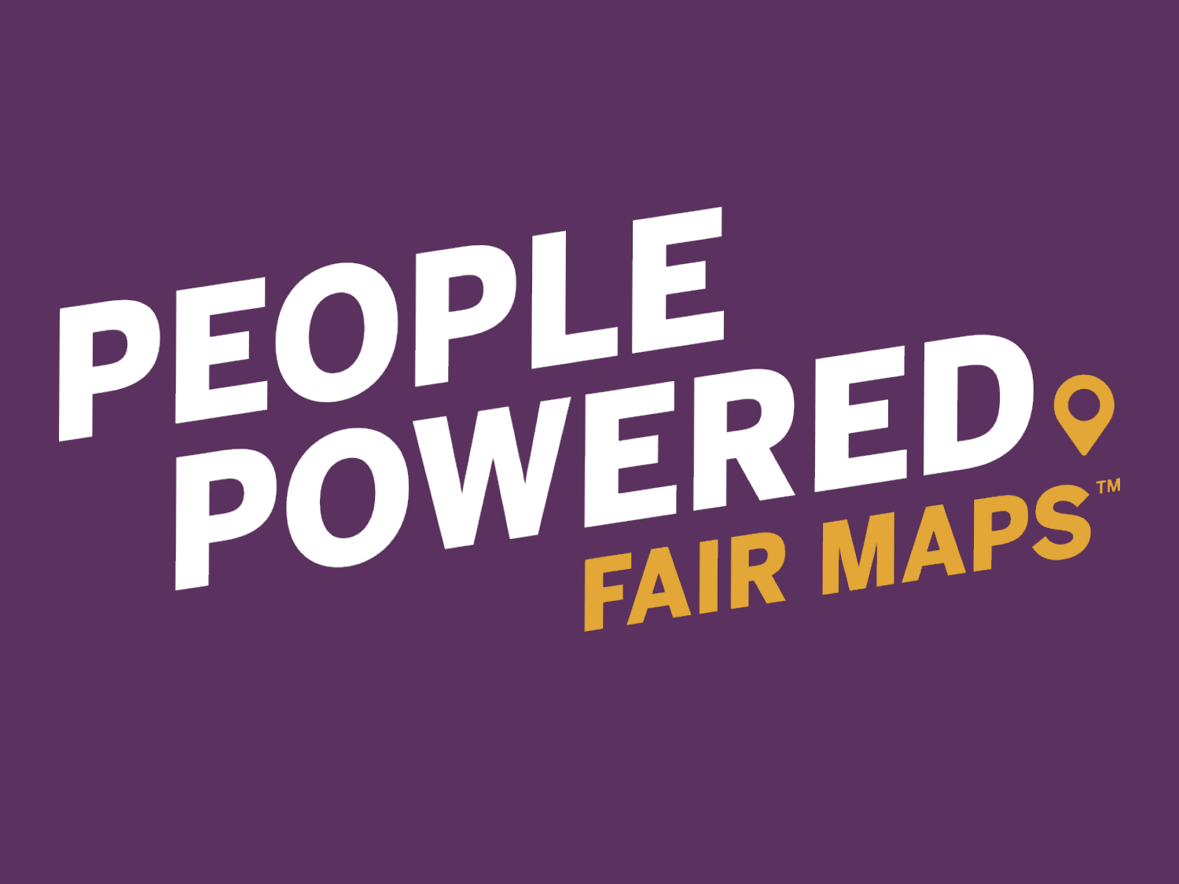# PEOPLE POWERED

## FAIR MAPS™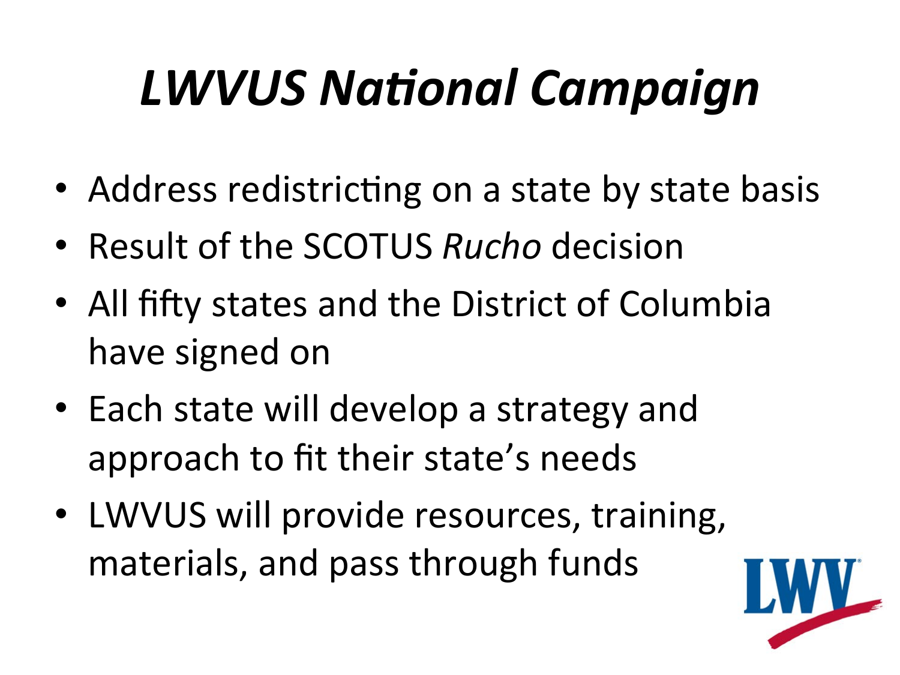# *LWVUS National Campaign*

- Address redistricting on a state by state basis
- Result of the SCOTUS *Rucho* decision
- All fifty states and the District of Columbia have signed on
- Each state will develop a strategy and approach to fit their state's needs
- LWVUS will provide resources, training, materials, and pass through funds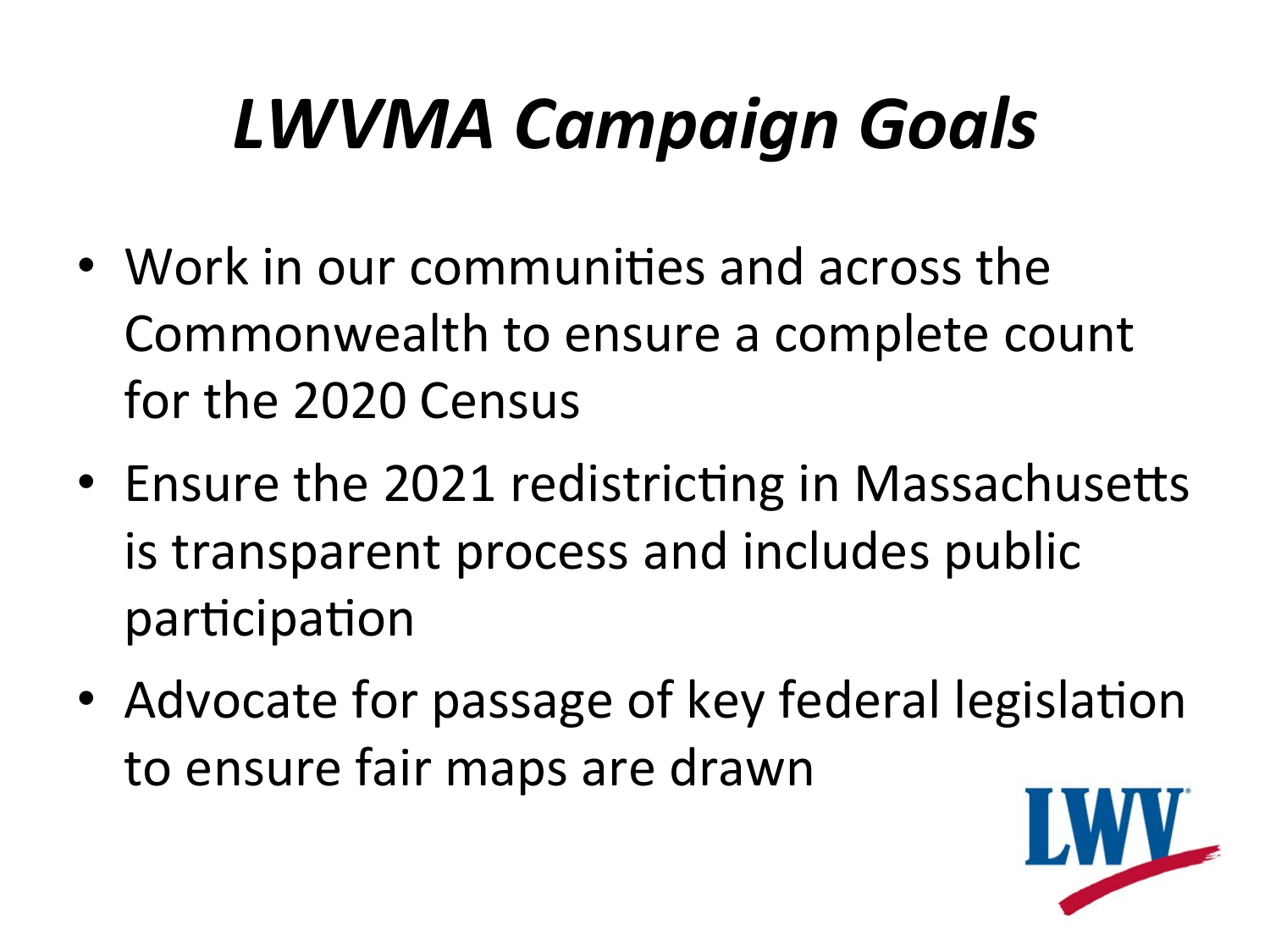# *LWVMA Campaign Goals*

- Work in our communities and across the Commonwealth to ensure a complete count for the 2020 Census
- Ensure the 2021 redistricting in Massachusetts is transparent process and includes public participation
- Advocate for passage of key federal legislation to ensure fair maps are drawn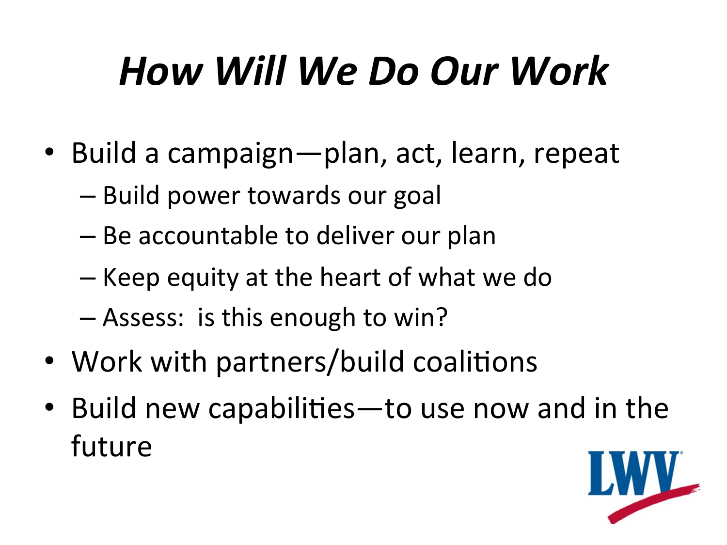# *How Will We Do Our Work*

- Build a campaign—plan, act, learn, repeat
  - Build power towards our goal
  - Be accountable to deliver our plan
  - Keep equity at the heart of what we do
  - Assess: is this enough to win?
- Work with partners/build coalitions
- Build new capabilities—to use now and in the future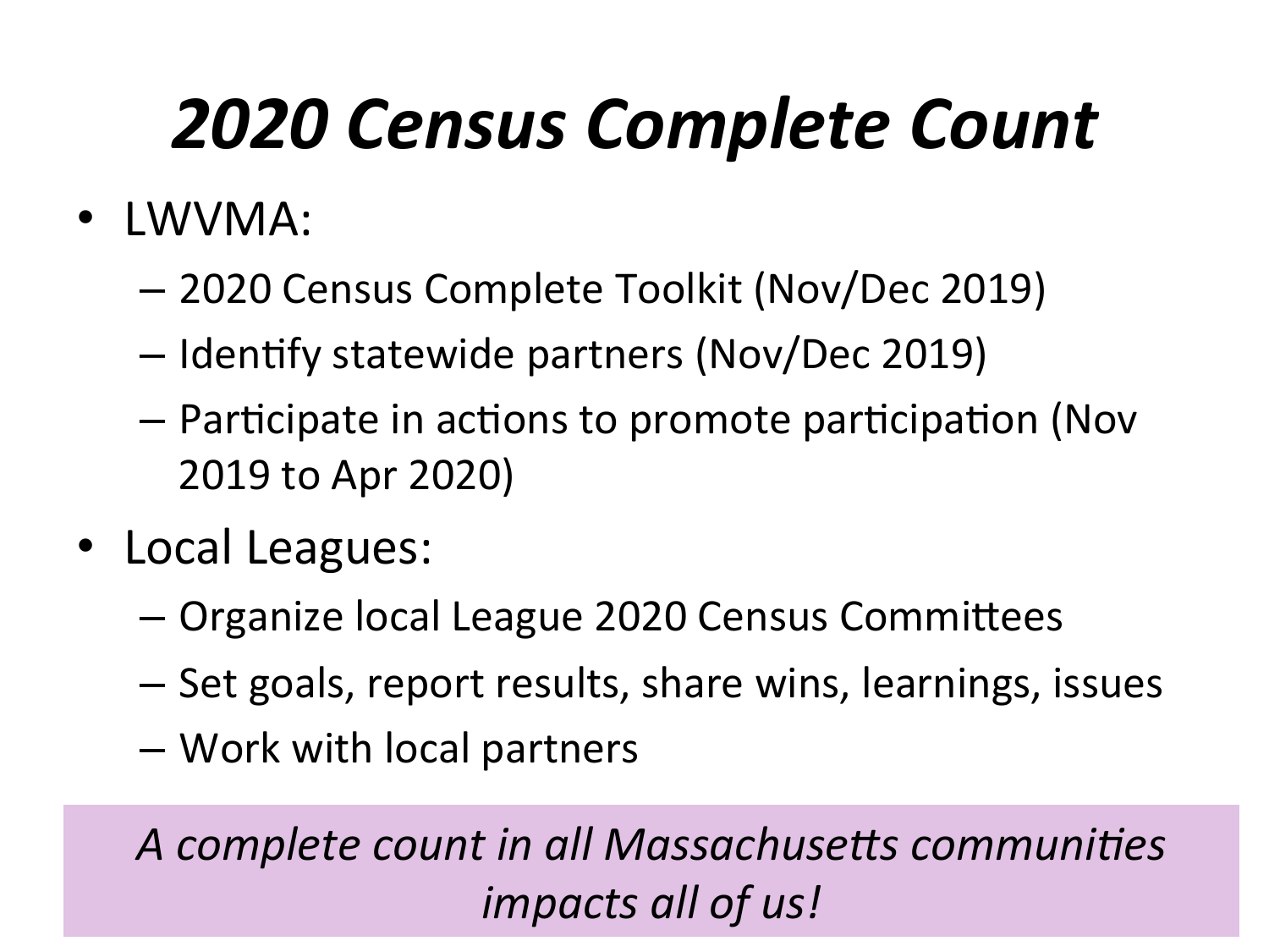# *2020 Census Complete Count*

- LWVMA:
  - 2020 Census Complete Toolkit (Nov/Dec 2019)
  - Identify statewide partners (Nov/Dec 2019)
  - Participate in actions to promote participation (Nov 2019 to Apr 2020)
- Local Leagues:
  - Organize local League 2020 Census Committees
  - Set goals, report results, share wins, learnings, issues
  - Work with local partners

*A complete count in all Massachusetts communities impacts all of us!*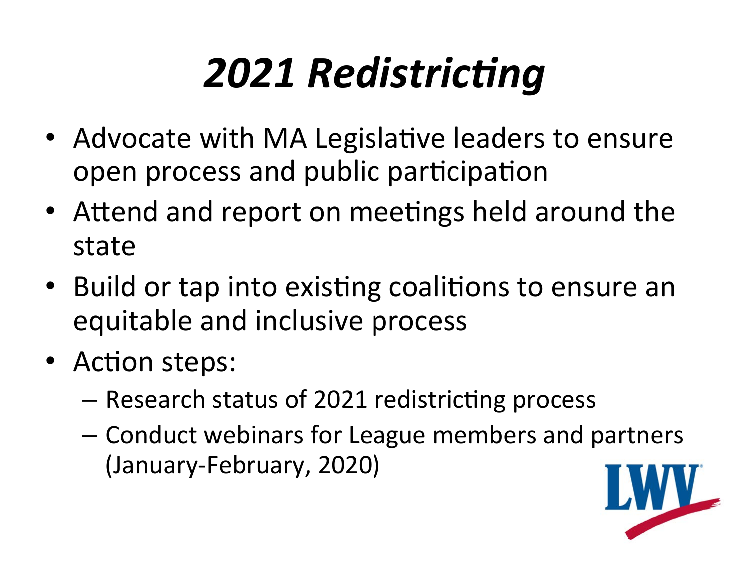# *2021 Redistricting*

- Advocate with MA Legislative leaders to ensure open process and public participation
- Attend and report on meetings held around the state
- Build or tap into existing coalitions to ensure an equitable and inclusive process
- Action steps:
  - Research status of 2021 redistricting process
  - Conduct webinars for League members and partners (January-February, 2020)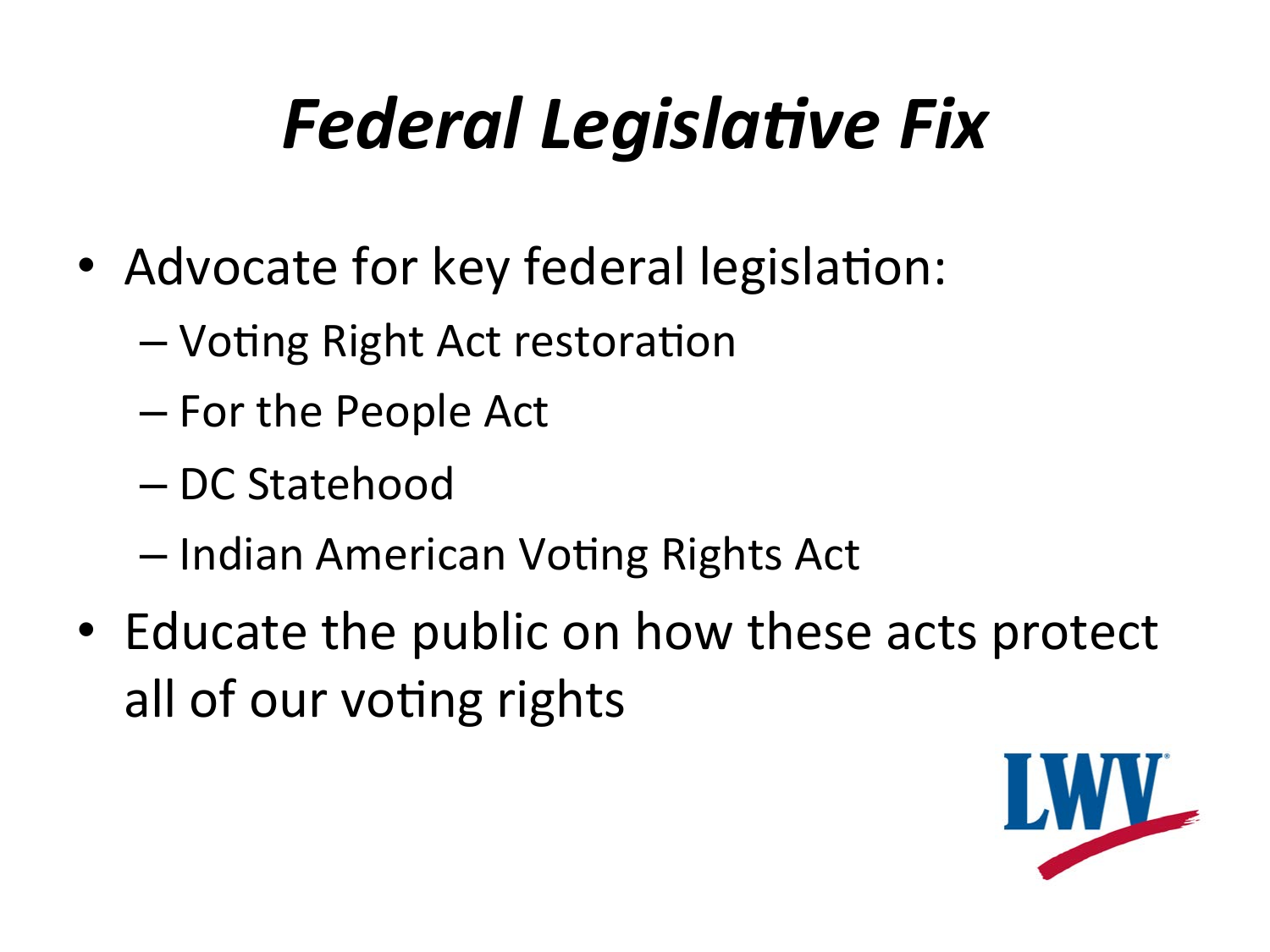# *Federal Legislative Fix*

- Advocate for key federal legislation:
  - Voting Right Act restoration
  - For the People Act
  - DC Statehood
  - Indian American Voting Rights Act
- Educate the public on how these acts protect all of our voting rights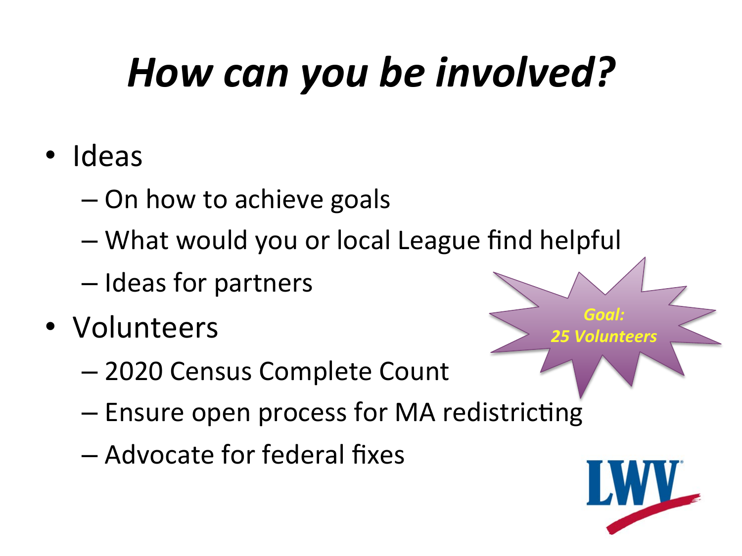# *How can you be involved?*

- Ideas
  - On how to achieve goals
  - What would you or local League find helpful
  - Ideas for partners
- Volunteers
  - 2020 Census Complete Count
  - Ensure open process for MA redistricting
  - Advocate for federal fixes

***Goal: 25 Volunteers***

LWV